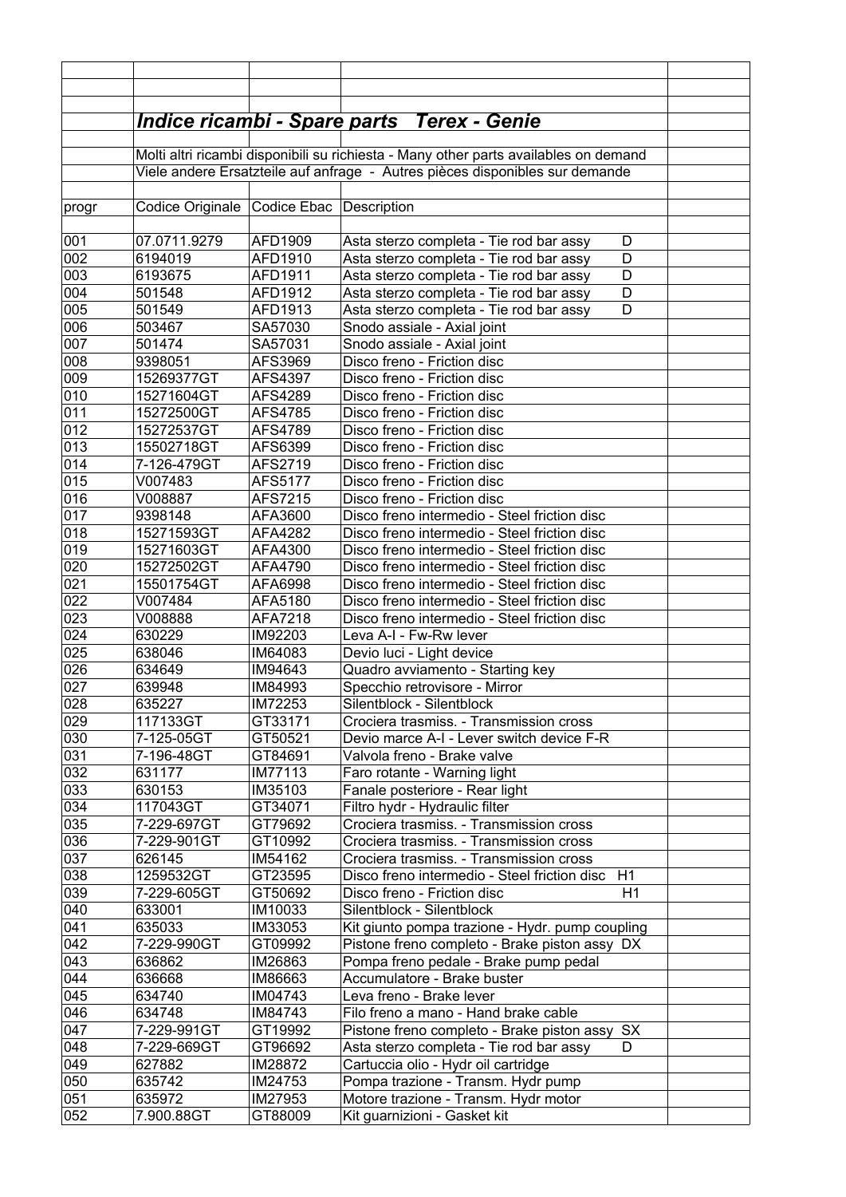## *Indice ricambi - Spare parts   Terex - Genie*

Molti altri ricambi disponibili su richiesta - Many other parts availables on demand

Viele andere Ersatzteile auf anfrage  -  Autres pièces disponibles sur demande

| progr | Codice Originale | Codice Ebac | Description | |
|---|---|---|---|---|
| 001 | 07.0711.9279 | AFD1909 | Asta sterzo completa - Tie rod bar assy D | |
| 002 | 6194019 | AFD1910 | Asta sterzo completa - Tie rod bar assy D | |
| 003 | 6193675 | AFD1911 | Asta sterzo completa - Tie rod bar assy D | |
| 004 | 501548 | AFD1912 | Asta sterzo completa - Tie rod bar assy D | |
| 005 | 501549 | AFD1913 | Asta sterzo completa - Tie rod bar assy D | |
| 006 | 503467 | SA57030 | Snodo assiale - Axial joint | |
| 007 | 501474 | SA57031 | Snodo assiale - Axial joint | |
| 008 | 9398051 | AFS3969 | Disco freno - Friction disc | |
| 009 | 15269377GT | AFS4397 | Disco freno - Friction disc | |
| 010 | 15271604GT | AFS4289 | Disco freno - Friction disc | |
| 011 | 15272500GT | AFS4785 | Disco freno - Friction disc | |
| 012 | 15272537GT | AFS4789 | Disco freno - Friction disc | |
| 013 | 15502718GT | AFS6399 | Disco freno - Friction disc | |
| 014 | 7-126-479GT | AFS2719 | Disco freno - Friction disc | |
| 015 | V007483 | AFS5177 | Disco freno - Friction disc | |
| 016 | V008887 | AFS7215 | Disco freno - Friction disc | |
| 017 | 9398148 | AFA3600 | Disco freno intermedio - Steel friction disc | |
| 018 | 15271593GT | AFA4282 | Disco freno intermedio - Steel friction disc | |
| 019 | 15271603GT | AFA4300 | Disco freno intermedio - Steel friction disc | |
| 020 | 15272502GT | AFA4790 | Disco freno intermedio - Steel friction disc | |
| 021 | 15501754GT | AFA6998 | Disco freno intermedio - Steel friction disc | |
| 022 | V007484 | AFA5180 | Disco freno intermedio - Steel friction disc | |
| 023 | V008888 | AFA7218 | Disco freno intermedio - Steel friction disc | |
| 024 | 630229 | IM92203 | Leva A-I - Fw-Rw lever | |
| 025 | 638046 | IM64083 | Devio luci - Light device | |
| 026 | 634649 | IM94643 | Quadro avviamento - Starting key | |
| 027 | 639948 | IM84993 | Specchio retrovisore - Mirror | |
| 028 | 635227 | IM72253 | Silentblock - Silentblock | |
| 029 | 117133GT | GT33171 | Crociera trasmiss. - Transmission cross | |
| 030 | 7-125-05GT | GT50521 | Devio marce A-I - Lever switch device F-R | |
| 031 | 7-196-48GT | GT84691 | Valvola freno - Brake valve | |
| 032 | 631177 | IM77113 | Faro rotante - Warning light | |
| 033 | 630153 | IM35103 | Fanale posteriore - Rear light | |
| 034 | 117043GT | GT34071 | Filtro hydr - Hydraulic filter | |
| 035 | 7-229-697GT | GT79692 | Crociera trasmiss. - Transmission cross | |
| 036 | 7-229-901GT | GT10992 | Crociera trasmiss. - Transmission cross | |
| 037 | 626145 | IM54162 | Crociera trasmiss. - Transmission cross | |
| 038 | 1259532GT | GT23595 | Disco freno intermedio - Steel friction disc H1 | |
| 039 | 7-229-605GT | GT50692 | Disco freno - Friction disc H1 | |
| 040 | 633001 | IM10033 | Silentblock - Silentblock | |
| 041 | 635033 | IM33053 | Kit giunto pompa trazione - Hydr. pump coupling | |
| 042 | 7-229-990GT | GT09992 | Pistone freno completo - Brake piston assy DX | |
| 043 | 636862 | IM26863 | Pompa freno pedale - Brake pump pedal | |
| 044 | 636668 | IM86663 | Accumulatore - Brake buster | |
| 045 | 634740 | IM04743 | Leva freno - Brake lever | |
| 046 | 634748 | IM84743 | Filo freno a mano - Hand brake cable | |
| 047 | 7-229-991GT | GT19992 | Pistone freno completo - Brake piston assy SX | |
| 048 | 7-229-669GT | GT96692 | Asta sterzo completa - Tie rod bar assy D | |
| 049 | 627882 | IM28872 | Cartuccia olio - Hydr oil cartridge | |
| 050 | 635742 | IM24753 | Pompa trazione - Transm. Hydr pump | |
| 051 | 635972 | IM27953 | Motore trazione - Transm. Hydr motor | |
| 052 | 7.900.88GT | GT88009 | Kit guarnizioni - Gasket kit | |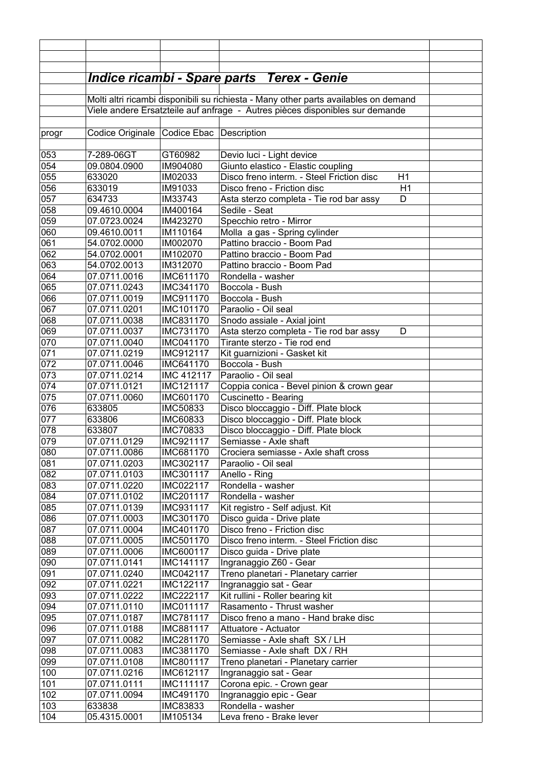## *Indice ricambi - Spare parts Terex - Genie*

Molti altri ricambi disponibili su richiesta - Many other parts availables on demand

Viele andere Ersatzteile auf anfrage - Autres pièces disponibles sur demande

| progr | Codice Originale | Codice Ebac | Description | |
|---|---|---|---|---|
| 053 | 7-289-06GT | GT60982 | Devio luci - Light device | |
| 054 | 09.0804.0900 | IM904080 | Giunto elastico - Elastic coupling | |
| 055 | 633020 | IM02033 | Disco freno interm. - Steel Friction disc H1 | |
| 056 | 633019 | IM91033 | Disco freno - Friction disc H1 | |
| 057 | 634733 | IM33743 | Asta sterzo completa - Tie rod bar assy D | |
| 058 | 09.4610.0004 | IM400164 | Sedile - Seat | |
| 059 | 07.0723.0024 | IM423270 | Specchio retro - Mirror | |
| 060 | 09.4610.0011 | IM110164 | Molla a gas - Spring cylinder | |
| 061 | 54.0702.0000 | IM002070 | Pattino braccio - Boom Pad | |
| 062 | 54.0702.0001 | IM102070 | Pattino braccio - Boom Pad | |
| 063 | 54.0702.0013 | IM312070 | Pattino braccio - Boom Pad | |
| 064 | 07.0711.0016 | IMC611170 | Rondella - washer | |
| 065 | 07.0711.0243 | IMC341170 | Boccola - Bush | |
| 066 | 07.0711.0019 | IMC911170 | Boccola - Bush | |
| 067 | 07.0711.0201 | IMC101170 | Paraolio - Oil seal | |
| 068 | 07.0711.0038 | IMC831170 | Snodo assiale - Axial joint | |
| 069 | 07.0711.0037 | IMC731170 | Asta sterzo completa - Tie rod bar assy D | |
| 070 | 07.0711.0040 | IMC041170 | Tirante sterzo - Tie rod end | |
| 071 | 07.0711.0219 | IMC912117 | Kit guarnizioni - Gasket kit | |
| 072 | 07.0711.0046 | IMC641170 | Boccola - Bush | |
| 073 | 07.0711.0214 | IMC 412117 | Paraolio - Oil seal | |
| 074 | 07.0711.0121 | IMC121117 | Coppia conica - Bevel pinion & crown gear | |
| 075 | 07.0711.0060 | IMC601170 | Cuscinetto - Bearing | |
| 076 | 633805 | IMC50833 | Disco bloccaggio - Diff. Plate block | |
| 077 | 633806 | IMC60833 | Disco bloccaggio - Diff. Plate block | |
| 078 | 633807 | IMC70833 | Disco bloccaggio - Diff. Plate block | |
| 079 | 07.0711.0129 | IMC921117 | Semiasse - Axle shaft | |
| 080 | 07.0711.0086 | IMC681170 | Crociera semiasse - Axle shaft cross | |
| 081 | 07.0711.0203 | IMC302117 | Paraolio - Oil seal | |
| 082 | 07.0711.0103 | IMC301117 | Anello - Ring | |
| 083 | 07.0711.0220 | IMC022117 | Rondella - washer | |
| 084 | 07.0711.0102 | IMC201117 | Rondella - washer | |
| 085 | 07.0711.0139 | IMC931117 | Kit registro - Self adjust. Kit | |
| 086 | 07.0711.0003 | IMC301170 | Disco guida - Drive plate | |
| 087 | 07.0711.0004 | IMC401170 | Disco freno - Friction disc | |
| 088 | 07.0711.0005 | IMC501170 | Disco freno interm. - Steel Friction disc | |
| 089 | 07.0711.0006 | IMC600117 | Disco guida - Drive plate | |
| 090 | 07.0711.0141 | IMC141117 | Ingranaggio Z60 - Gear | |
| 091 | 07.0711.0240 | IMC042117 | Treno planetari - Planetary carrier | |
| 092 | 07.0711.0221 | IMC122117 | Ingranaggio sat - Gear | |
| 093 | 07.0711.0222 | IMC222117 | Kit rullini - Roller bearing kit | |
| 094 | 07.0711.0110 | IMC011117 | Rasamento - Thrust washer | |
| 095 | 07.0711.0187 | IMC781117 | Disco freno a mano - Hand brake disc | |
| 096 | 07.0711.0188 | IMC881117 | Attuatore - Actuator | |
| 097 | 07.0711.0082 | IMC281170 | Semiasse - Axle shaft SX / LH | |
| 098 | 07.0711.0083 | IMC381170 | Semiasse - Axle shaft DX / RH | |
| 099 | 07.0711.0108 | IMC801117 | Treno planetari - Planetary carrier | |
| 100 | 07.0711.0216 | IMC612117 | Ingranaggio sat - Gear | |
| 101 | 07.0711.0111 | IMC111117 | Corona epic. - Crown gear | |
| 102 | 07.0711.0094 | IMC491170 | Ingranaggio epic - Gear | |
| 103 | 633838 | IMC83833 | Rondella - washer | |
| 104 | 05.4315.0001 | IM105134 | Leva freno - Brake lever | |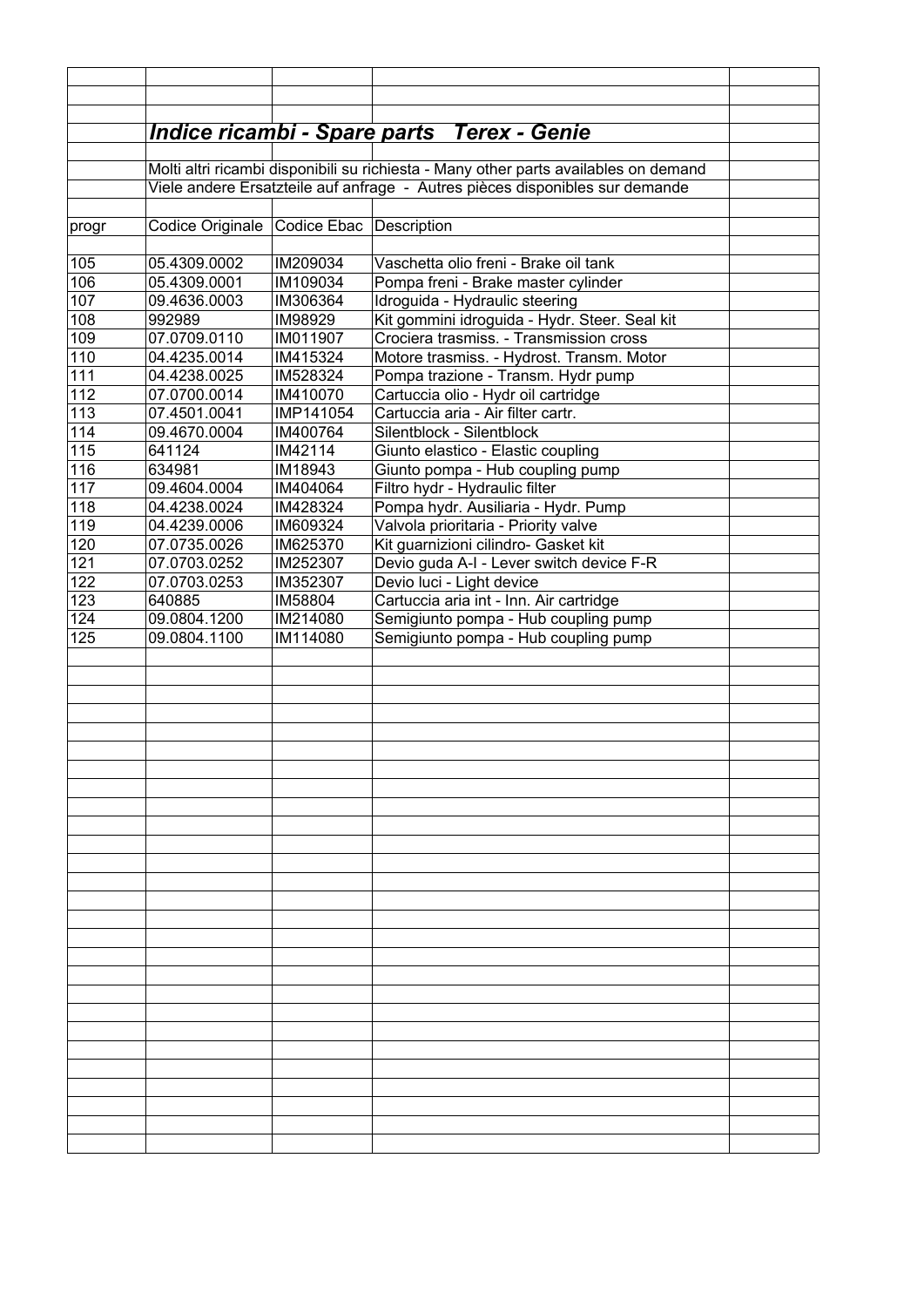## *Indice ricambi - Spare parts   Terex - Genie*

Molti altri ricambi disponibili su richiesta - Many other parts availables on demand

Viele andere Ersatzteile auf anfrage  -  Autres pièces disponibles sur demande

| progr | Codice Originale | Codice Ebac | Description |
|---|---|---|---|
| 105 | 05.4309.0002 | IM209034 | Vaschetta olio freni - Brake oil tank |
| 106 | 05.4309.0001 | IM109034 | Pompa freni - Brake master cylinder |
| 107 | 09.4636.0003 | IM306364 | Idroguida - Hydraulic steering |
| 108 | 992989 | IM98929 | Kit gommini idroguida - Hydr. Steer. Seal kit |
| 109 | 07.0709.0110 | IM011907 | Crociera trasmiss. - Transmission cross |
| 110 | 04.4235.0014 | IM415324 | Motore trasmiss. - Hydrost. Transm. Motor |
| 111 | 04.4238.0025 | IM528324 | Pompa trazione - Transm. Hydr pump |
| 112 | 07.0700.0014 | IM410070 | Cartuccia olio - Hydr oil cartridge |
| 113 | 07.4501.0041 | IMP141054 | Cartuccia aria - Air filter cartr. |
| 114 | 09.4670.0004 | IM400764 | Silentblock - Silentblock |
| 115 | 641124 | IM42114 | Giunto elastico - Elastic coupling |
| 116 | 634981 | IM18943 | Giunto pompa - Hub coupling pump |
| 117 | 09.4604.0004 | IM404064 | Filtro hydr - Hydraulic filter |
| 118 | 04.4238.0024 | IM428324 | Pompa hydr. Ausiliaria - Hydr. Pump |
| 119 | 04.4239.0006 | IM609324 | Valvola prioritaria - Priority valve |
| 120 | 07.0735.0026 | IM625370 | Kit guarnizioni cilindro- Gasket kit |
| 121 | 07.0703.0252 | IM252307 | Devio guda A-I - Lever switch device F-R |
| 122 | 07.0703.0253 | IM352307 | Devio luci - Light device |
| 123 | 640885 | IM58804 | Cartuccia aria int - Inn. Air cartridge |
| 124 | 09.0804.1200 | IM214080 | Semigiunto pompa - Hub coupling pump |
| 125 | 09.0804.1100 | IM114080 | Semigiunto pompa - Hub coupling pump |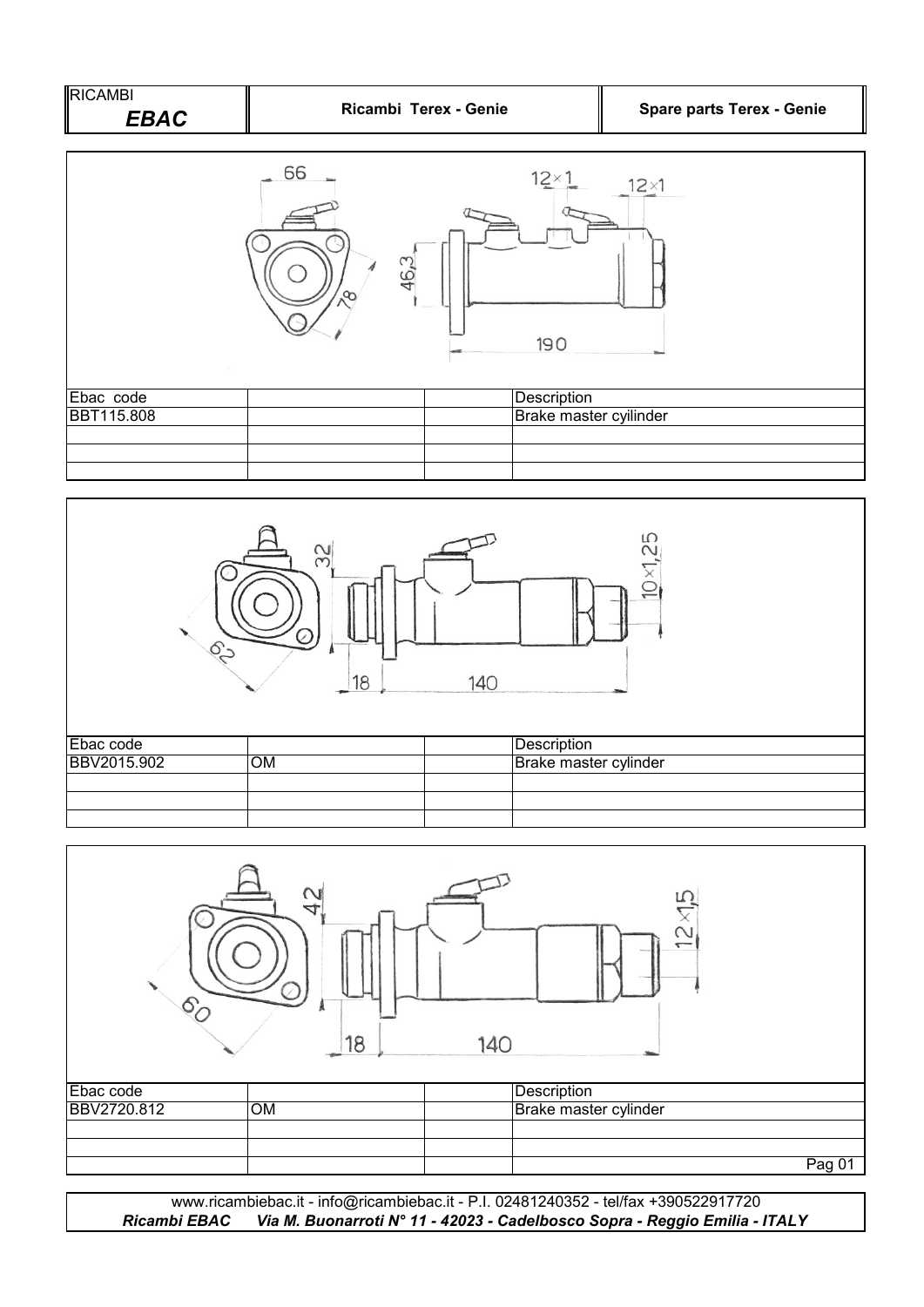| RICAMBI ***EBAC*** | **Ricambi Terex - Genie** | **Spare parts Terex - Genie** |
|---|---|---|

66 12×1 12×1 46,3 78 190

| Ebac code | | | Description |
|---|---|---|---|
| BBT115.808 | | | Brake master cyilinder |
| | | | |
| | | | |
| | | | |

32 10×1,25 62 18 140

| Ebac code | | | Description |
|---|---|---|---|
| BBV2015.902 | OM | | Brake master cylinder |
| | | | |
| | | | |
| | | | |

42 12×1,5 60 18 140

| Ebac code | | | Description |
|---|---|---|---|
| BBV2720.812 | OM | | Brake master cylinder |
| | | | |
| | | | |

www.ricambiebac.it - info@ricambiebac.it - P.I. 02481240352 - tel/fax +390522917720
***Ricambi EBAC** Via M. Buonarroti N° 11 - 42023 - Cadelbosco Sopra - Reggio Emilia - ITALY*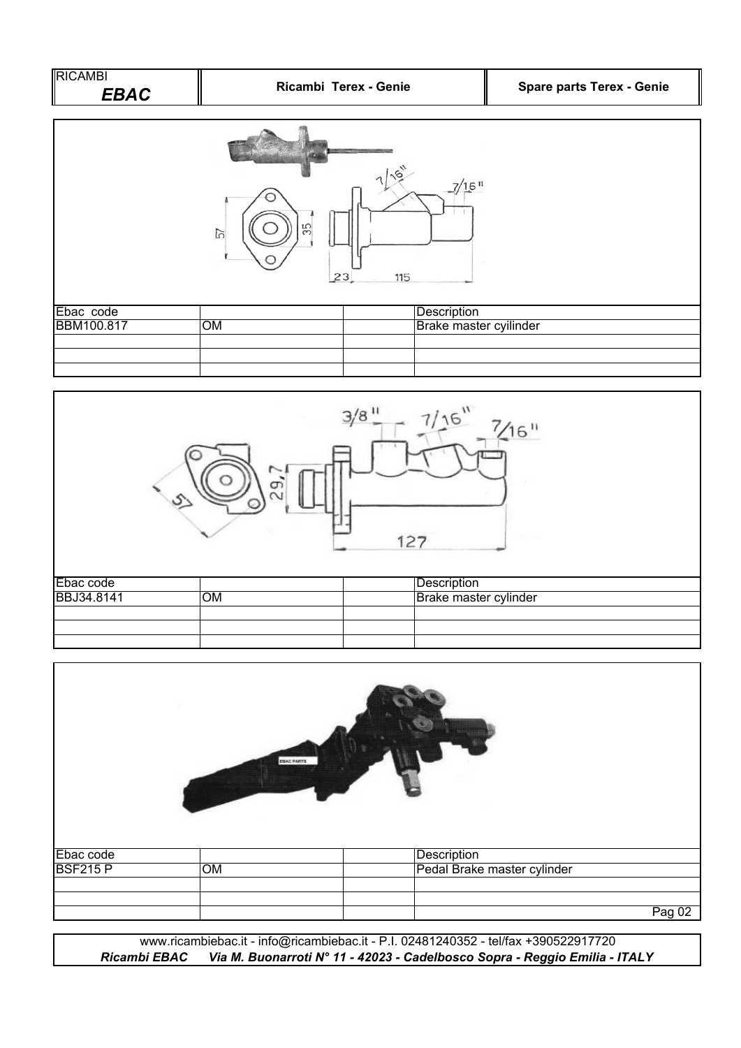57

35

7/16"

7/16"

23

115

| Ebac code | | | Description |
|---|---|---|---|
| BBM100.817 | OM | | Brake master cyilinder |
| | | | |
| | | | |
| | | | |

3/8"

7/16"

7/16"

57

29,7

127

| Ebac code | | | Description |
|---|---|---|---|
| BBJ34.8141 | OM | | Brake master cylinder |
| | | | |
| | | | |
| | | | |

EBAC PARTS

| Ebac code | | | Description |
|---|---|---|---|
| BSF215 P | OM | | Pedal Brake master cylinder |
| | | | |
| | | | |
| | | | |